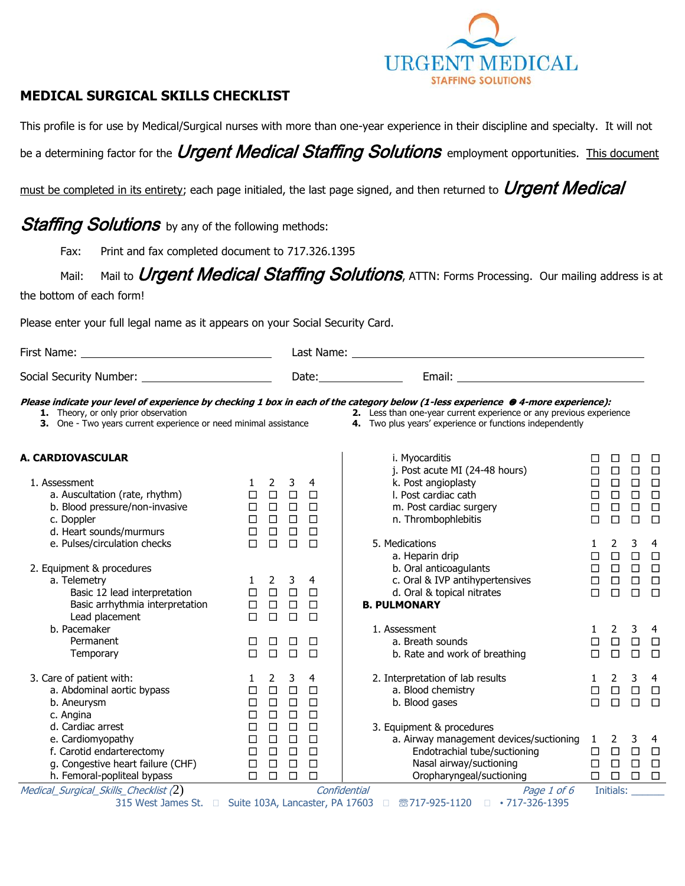URGENT MEDICAL
STAFFING SOLUTIONS

# MEDICAL SURGICAL SKILLS CHECKLIST

This profile is for use by Medical/Surgical nurses with more than one-year experience in their discipline and specialty. It will not be a determining factor for the *Urgent Medical Staffing Solutions* employment opportunities. <u>This document must be completed in its entirety</u>; each page initialed, the last page signed, and then returned to *Urgent Medical Staffing Solutions* by any of the following methods:

Fax: Print and fax completed document to 717.326.1395

Mail: Mail to *Urgent Medical Staffing Solutions*, ATTN: Forms Processing. Our mailing address is at the bottom of each form!

Please enter your full legal name as it appears on your Social Security Card.

First Name: ____________________ Last Name: ____________________

Social Security Number: ____________________ Date: ____________ Email: ____________________

***Please indicate your level of experience by checking 1 box in each of the category below (1-less experience ➔ 4-more experience):***

1. Theory, or only prior observation
2. Less than one-year current experience or any previous experience
3. One - Two years current experience or need minimal assistance
4. Two plus years' experience or functions independently

## A. CARDIOVASCULAR

| | 1 | 2 | 3 | 4 |
|---|---|---|---|---|
| **1. Assessment** | 1 | 2 | 3 | 4 |
| a. Auscultation (rate, rhythm) | ☐ | ☐ | ☐ | ☐ |
| b. Blood pressure/non-invasive | ☐ | ☐ | ☐ | ☐ |
| c. Doppler | ☐ | ☐ | ☐ | ☐ |
| d. Heart sounds/murmurs | ☐ | ☐ | ☐ | ☐ |
| e. Pulses/circulation checks | ☐ | ☐ | ☐ | ☐ |
| **2. Equipment & procedures** | | | | |
| a. Telemetry | 1 | 2 | 3 | 4 |
| Basic 12 lead interpretation | ☐ | ☐ | ☐ | ☐ |
| Basic arrhythmia interpretation | ☐ | ☐ | ☐ | ☐ |
| Lead placement | ☐ | ☐ | ☐ | ☐ |
| b. Pacemaker | | | | |
| Permanent | ☐ | ☐ | ☐ | ☐ |
| Temporary | ☐ | ☐ | ☐ | ☐ |
| **3. Care of patient with:** | 1 | 2 | 3 | 4 |
| a. Abdominal aortic bypass | ☐ | ☐ | ☐ | ☐ |
| b. Aneurysm | ☐ | ☐ | ☐ | ☐ |
| c. Angina | ☐ | ☐ | ☐ | ☐ |
| d. Cardiac arrest | ☐ | ☐ | ☐ | ☐ |
| e. Cardiomyopathy | ☐ | ☐ | ☐ | ☐ |
| f. Carotid endarterectomy | ☐ | ☐ | ☐ | ☐ |
| g. Congestive heart failure (CHF) | ☐ | ☐ | ☐ | ☐ |
| h. Femoral-popliteal bypass | ☐ | ☐ | ☐ | ☐ |
| i. Myocarditis | ☐ | ☐ | ☐ | ☐ |
| j. Post acute MI (24-48 hours) | ☐ | ☐ | ☐ | ☐ |
| k. Post angioplasty | ☐ | ☐ | ☐ | ☐ |
| l. Post cardiac cath | ☐ | ☐ | ☐ | ☐ |
| m. Post cardiac surgery | ☐ | ☐ | ☐ | ☐ |
| n. Thrombophlebitis | ☐ | ☐ | ☐ | ☐ |
| **5. Medications** | 1 | 2 | 3 | 4 |
| a. Heparin drip | ☐ | ☐ | ☐ | ☐ |
| b. Oral anticoagulants | ☐ | ☐ | ☐ | ☐ |
| c. Oral & IVP antihypertensives | ☐ | ☐ | ☐ | ☐ |
| d. Oral & topical nitrates | ☐ | ☐ | ☐ | ☐ |

## B. PULMONARY

| | 1 | 2 | 3 | 4 |
|---|---|---|---|---|
| **1. Assessment** | 1 | 2 | 3 | 4 |
| a. Breath sounds | ☐ | ☐ | ☐ | ☐ |
| b. Rate and work of breathing | ☐ | ☐ | ☐ | ☐ |
| **2. Interpretation of lab results** | 1 | 2 | 3 | 4 |
| a. Blood chemistry | ☐ | ☐ | ☐ | ☐ |
| b. Blood gases | ☐ | ☐ | ☐ | ☐ |
| **3. Equipment & procedures** | | | | |
| a. Airway management devices/suctioning | 1 | 2 | 3 | 4 |
| Endotrachial tube/suctioning | ☐ | ☐ | ☐ | ☐ |
| Nasal airway/suctioning | ☐ | ☐ | ☐ | ☐ |
| Oropharyngeal/suctioning | ☐ | ☐ | ☐ | ☐ |

*Medical_Surgical_Skills_Checklist (2)* *Confidential* Initials: ______

315 West James St. Suite 103A, Lancaster, PA 17603 ☎717-925-1120 • 717-326-1395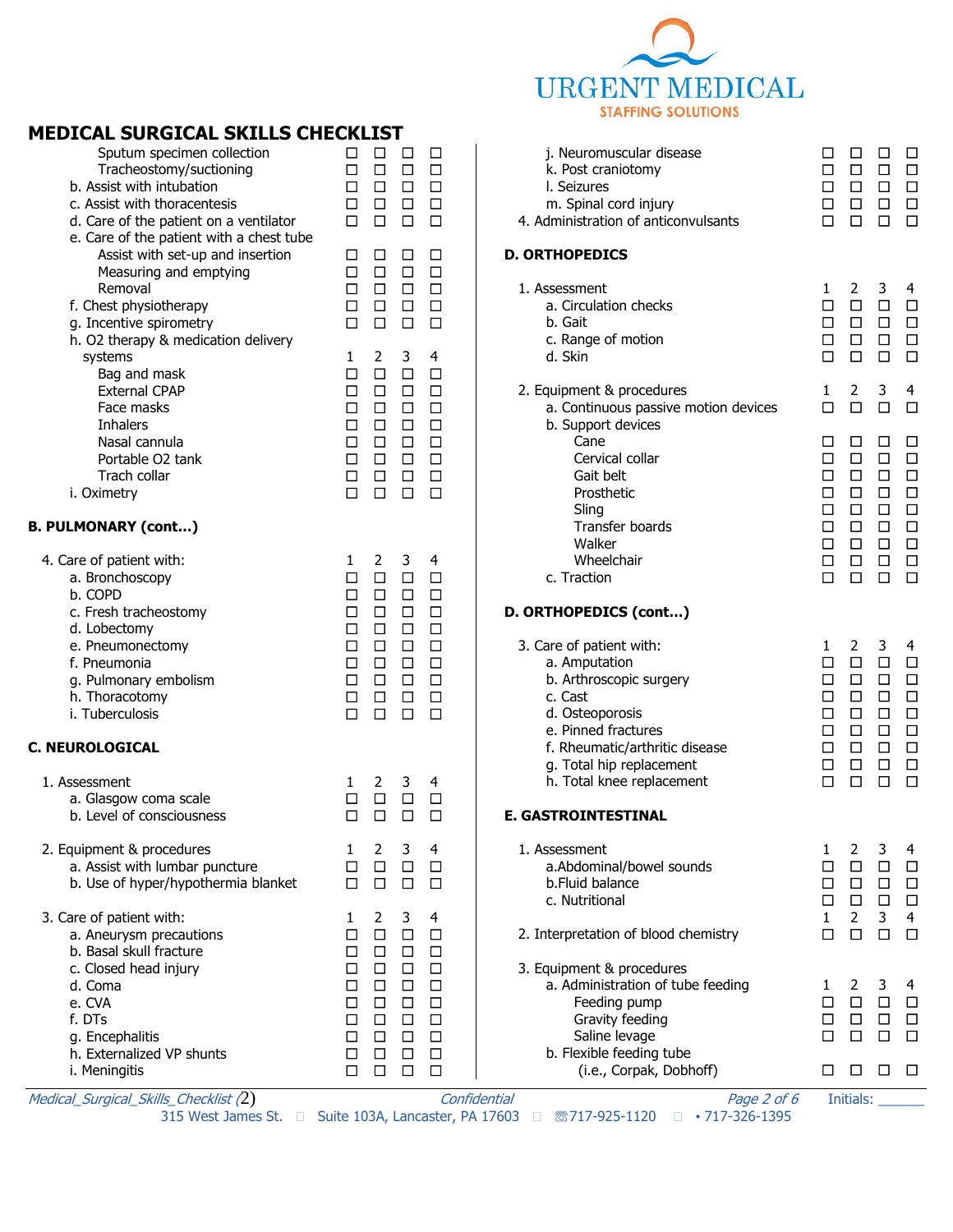# MEDICAL SURGICAL SKILLS CHECKLIST

| | 1 | 2 | 3 | 4 |
|---|---|---|---|---|
| Sputum specimen collection | ☐ | ☐ | ☐ | ☐ |
| Tracheostomy/suctioning | ☐ | ☐ | ☐ | ☐ |
| b. Assist with intubation | ☐ | ☐ | ☐ | ☐ |
| c. Assist with thoracentesis | ☐ | ☐ | ☐ | ☐ |
| d. Care of the patient on a ventilator | ☐ | ☐ | ☐ | ☐ |
| e. Care of the patient with a chest tube | | | | |
| Assist with set-up and insertion | ☐ | ☐ | ☐ | ☐ |
| Measuring and emptying | ☐ | ☐ | ☐ | ☐ |
| Removal | ☐ | ☐ | ☐ | ☐ |
| f. Chest physiotherapy | ☐ | ☐ | ☐ | ☐ |
| g. Incentive spirometry | ☐ | ☐ | ☐ | ☐ |
| h. O2 therapy & medication delivery systems | 1 | 2 | 3 | 4 |
| Bag and mask | ☐ | ☐ | ☐ | ☐ |
| External CPAP | ☐ | ☐ | ☐ | ☐ |
| Face masks | ☐ | ☐ | ☐ | ☐ |
| Inhalers | ☐ | ☐ | ☐ | ☐ |
| Nasal cannula | ☐ | ☐ | ☐ | ☐ |
| Portable O2 tank | ☐ | ☐ | ☐ | ☐ |
| Trach collar | ☐ | ☐ | ☐ | ☐ |
| i. Oximetry | ☐ | ☐ | ☐ | ☐ |

## B. PULMONARY (cont…)

| 4. Care of patient with: | 1 | 2 | 3 | 4 |
|---|---|---|---|---|
| a. Bronchoscopy | ☐ | ☐ | ☐ | ☐ |
| b. COPD | ☐ | ☐ | ☐ | ☐ |
| c. Fresh tracheostomy | ☐ | ☐ | ☐ | ☐ |
| d. Lobectomy | ☐ | ☐ | ☐ | ☐ |
| e. Pneumonectomy | ☐ | ☐ | ☐ | ☐ |
| f. Pneumonia | ☐ | ☐ | ☐ | ☐ |
| g. Pulmonary embolism | ☐ | ☐ | ☐ | ☐ |
| h. Thoracotomy | ☐ | ☐ | ☐ | ☐ |
| i. Tuberculosis | ☐ | ☐ | ☐ | ☐ |

## C. NEUROLOGICAL

| 1. Assessment | 1 | 2 | 3 | 4 |
|---|---|---|---|---|
| a. Glasgow coma scale | ☐ | ☐ | ☐ | ☐ |
| b. Level of consciousness | ☐ | ☐ | ☐ | ☐ |

| 2. Equipment & procedures | 1 | 2 | 3 | 4 |
|---|---|---|---|---|
| a. Assist with lumbar puncture | ☐ | ☐ | ☐ | ☐ |
| b. Use of hyper/hypothermia blanket | ☐ | ☐ | ☐ | ☐ |

| 3. Care of patient with: | 1 | 2 | 3 | 4 |
|---|---|---|---|---|
| a. Aneurysm precautions | ☐ | ☐ | ☐ | ☐ |
| b. Basal skull fracture | ☐ | ☐ | ☐ | ☐ |
| c. Closed head injury | ☐ | ☐ | ☐ | ☐ |
| d. Coma | ☐ | ☐ | ☐ | ☐ |
| e. CVA | ☐ | ☐ | ☐ | ☐ |
| f. DTs | ☐ | ☐ | ☐ | ☐ |
| g. Encephalitis | ☐ | ☐ | ☐ | ☐ |
| h. Externalized VP shunts | ☐ | ☐ | ☐ | ☐ |
| i. Meningitis | ☐ | ☐ | ☐ | ☐ |
| j. Neuromuscular disease | ☐ | ☐ | ☐ | ☐ |
| k. Post craniotomy | ☐ | ☐ | ☐ | ☐ |
| l. Seizures | ☐ | ☐ | ☐ | ☐ |
| m. Spinal cord injury | ☐ | ☐ | ☐ | ☐ |
| 4. Administration of anticonvulsants | ☐ | ☐ | ☐ | ☐ |

## D. ORTHOPEDICS

| 1. Assessment | 1 | 2 | 3 | 4 |
|---|---|---|---|---|
| a. Circulation checks | ☐ | ☐ | ☐ | ☐ |
| b. Gait | ☐ | ☐ | ☐ | ☐ |
| c. Range of motion | ☐ | ☐ | ☐ | ☐ |
| d. Skin | ☐ | ☐ | ☐ | ☐ |

| 2. Equipment & procedures | 1 | 2 | 3 | 4 |
|---|---|---|---|---|
| a. Continuous passive motion devices | ☐ | ☐ | ☐ | ☐ |
| b. Support devices | | | | |
| Cane | ☐ | ☐ | ☐ | ☐ |
| Cervical collar | ☐ | ☐ | ☐ | ☐ |
| Gait belt | ☐ | ☐ | ☐ | ☐ |
| Prosthetic | ☐ | ☐ | ☐ | ☐ |
| Sling | ☐ | ☐ | ☐ | ☐ |
| Transfer boards | ☐ | ☐ | ☐ | ☐ |
| Walker | ☐ | ☐ | ☐ | ☐ |
| Wheelchair | ☐ | ☐ | ☐ | ☐ |
| c. Traction | ☐ | ☐ | ☐ | ☐ |

## D. ORTHOPEDICS (cont…)

| 3. Care of patient with: | 1 | 2 | 3 | 4 |
|---|---|---|---|---|
| a. Amputation | ☐ | ☐ | ☐ | ☐ |
| b. Arthroscopic surgery | ☐ | ☐ | ☐ | ☐ |
| c. Cast | ☐ | ☐ | ☐ | ☐ |
| d. Osteoporosis | ☐ | ☐ | ☐ | ☐ |
| e. Pinned fractures | ☐ | ☐ | ☐ | ☐ |
| f. Rheumatic/arthritic disease | ☐ | ☐ | ☐ | ☐ |
| g. Total hip replacement | ☐ | ☐ | ☐ | ☐ |
| h. Total knee replacement | ☐ | ☐ | ☐ | ☐ |

## E. GASTROINTESTINAL

| 1. Assessment | 1 | 2 | 3 | 4 |
|---|---|---|---|---|
| a. Abdominal/bowel sounds | ☐ | ☐ | ☐ | ☐ |
| b. Fluid balance | ☐ | ☐ | ☐ | ☐ |
| c. Nutritional | ☐ | ☐ | ☐ | ☐ |

| | 1 | 2 | 3 | 4 |
|---|---|---|---|---|
| 2. Interpretation of blood chemistry | ☐ | ☐ | ☐ | ☐ |

| 3. Equipment & procedures | | | | |
|---|---|---|---|---|
| a. Administration of tube feeding | 1 | 2 | 3 | 4 |
| Feeding pump | ☐ | ☐ | ☐ | ☐ |
| Gravity feeding | ☐ | ☐ | ☐ | ☐ |
| Saline levage | ☐ | ☐ | ☐ | ☐ |
| b. Flexible feeding tube (i.e., Corpak, Dobhoff) | ☐ | ☐ | ☐ | ☐ |

*Medical_Surgical_Skills_Checklist* (2) *Confidential* Initials: ______

315 West James St. ▫ Suite 103A, Lancaster, PA 17603 ▫ ☎717-925-1120 ▫ • 717-326-1395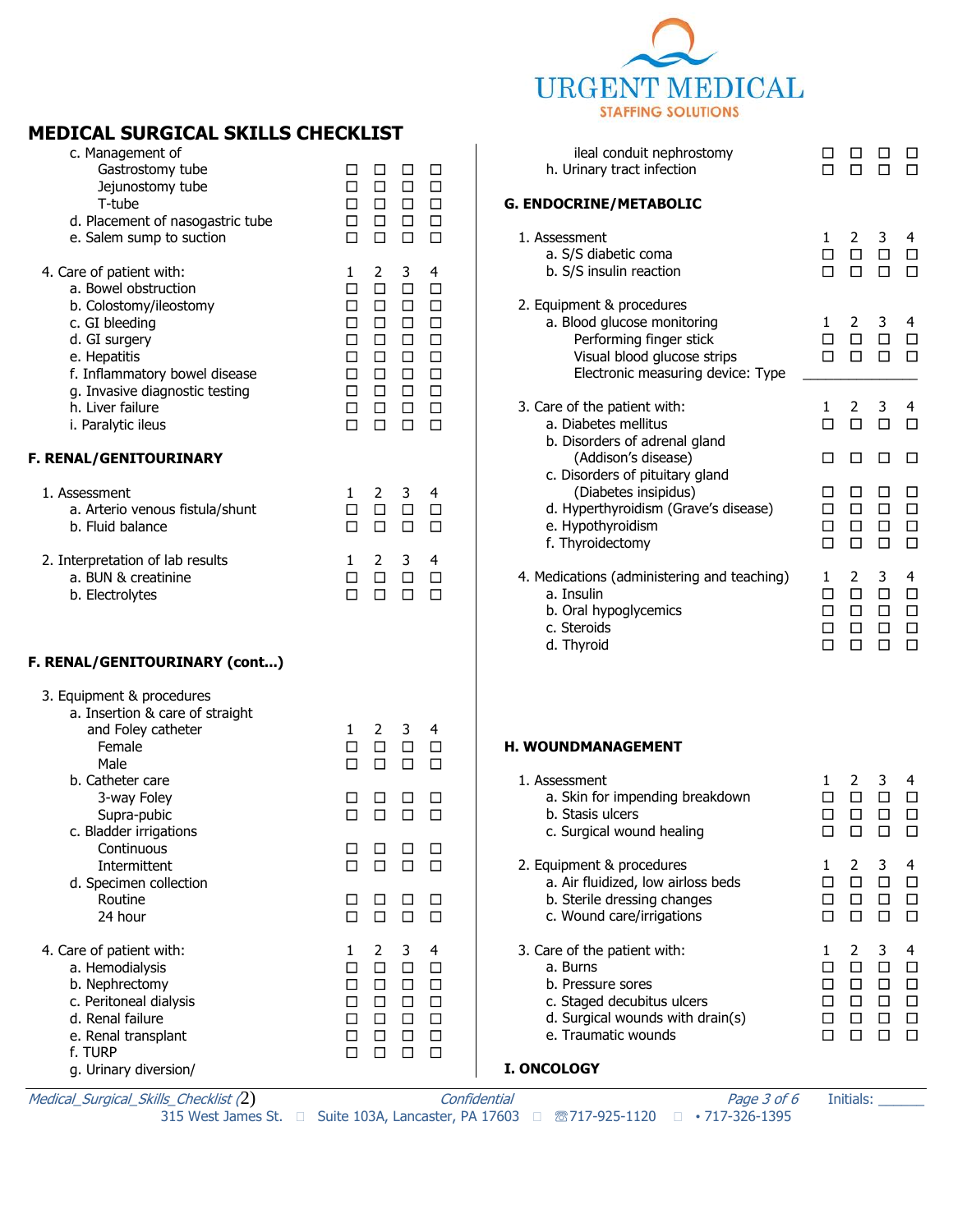## MEDICAL SURGICAL SKILLS CHECKLIST

| | 1 | 2 | 3 | 4 |
|---|---|---|---|---|
| c. Management of | | | | |
| Gastrostomy tube | ☐ | ☐ | ☐ | ☐ |
| Jejunostomy tube | ☐ | ☐ | ☐ | ☐ |
| T-tube | ☐ | ☐ | ☐ | ☐ |
| d. Placement of nasogastric tube | ☐ | ☐ | ☐ | ☐ |
| e. Salem sump to suction | ☐ | ☐ | ☐ | ☐ |

| 4. Care of patient with: | 1 | 2 | 3 | 4 |
|---|---|---|---|---|
| a. Bowel obstruction | ☐ | ☐ | ☐ | ☐ |
| b. Colostomy/ileostomy | ☐ | ☐ | ☐ | ☐ |
| c. GI bleeding | ☐ | ☐ | ☐ | ☐ |
| d. GI surgery | ☐ | ☐ | ☐ | ☐ |
| e. Hepatitis | ☐ | ☐ | ☐ | ☐ |
| f. Inflammatory bowel disease | ☐ | ☐ | ☐ | ☐ |
| g. Invasive diagnostic testing | ☐ | ☐ | ☐ | ☐ |
| h. Liver failure | ☐ | ☐ | ☐ | ☐ |
| i. Paralytic ileus | ☐ | ☐ | ☐ | ☐ |

### F. RENAL/GENITOURINARY

| 1. Assessment | 1 | 2 | 3 | 4 |
|---|---|---|---|---|
| a. Arterio venous fistula/shunt | ☐ | ☐ | ☐ | ☐ |
| b. Fluid balance | ☐ | ☐ | ☐ | ☐ |

| 2. Interpretation of lab results | 1 | 2 | 3 | 4 |
|---|---|---|---|---|
| a. BUN & creatinine | ☐ | ☐ | ☐ | ☐ |
| b. Electrolytes | ☐ | ☐ | ☐ | ☐ |

### F. RENAL/GENITOURINARY (cont...)

| 3. Equipment & procedures | 1 | 2 | 3 | 4 |
|---|---|---|---|---|
| a. Insertion & care of straight and Foley catheter | | | | |
| Female | ☐ | ☐ | ☐ | ☐ |
| Male | ☐ | ☐ | ☐ | ☐ |
| b. Catheter care | | | | |
| 3-way Foley | ☐ | ☐ | ☐ | ☐ |
| Supra-pubic | ☐ | ☐ | ☐ | ☐ |
| c. Bladder irrigations | | | | |
| Continuous | ☐ | ☐ | ☐ | ☐ |
| Intermittent | ☐ | ☐ | ☐ | ☐ |
| d. Specimen collection | | | | |
| Routine | ☐ | ☐ | ☐ | ☐ |
| 24 hour | ☐ | ☐ | ☐ | ☐ |

| 4. Care of patient with: | 1 | 2 | 3 | 4 |
|---|---|---|---|---|
| a. Hemodialysis | ☐ | ☐ | ☐ | ☐ |
| b. Nephrectomy | ☐ | ☐ | ☐ | ☐ |
| c. Peritoneal dialysis | ☐ | ☐ | ☐ | ☐ |
| d. Renal failure | ☐ | ☐ | ☐ | ☐ |
| e. Renal transplant | ☐ | ☐ | ☐ | ☐ |
| f. TURP | ☐ | ☐ | ☐ | ☐ |
| g. Urinary diversion/ ileal conduit nephrostomy | ☐ | ☐ | ☐ | ☐ |
| h. Urinary tract infection | ☐ | ☐ | ☐ | ☐ |

### G. ENDOCRINE/METABOLIC

| 1. Assessment | 1 | 2 | 3 | 4 |
|---|---|---|---|---|
| a. S/S diabetic coma | ☐ | ☐ | ☐ | ☐ |
| b. S/S insulin reaction | ☐ | ☐ | ☐ | ☐ |

| 2. Equipment & procedures | 1 | 2 | 3 | 4 |
|---|---|---|---|---|
| a. Blood glucose monitoring | | | | |
| Performing finger stick | ☐ | ☐ | ☐ | ☐ |
| Visual blood glucose strips | ☐ | ☐ | ☐ | ☐ |
| Electronic measuring device: Type ______ | | | | |

| 3. Care of the patient with: | 1 | 2 | 3 | 4 |
|---|---|---|---|---|
| a. Diabetes mellitus | ☐ | ☐ | ☐ | ☐ |
| b. Disorders of adrenal gland (Addison's disease) | ☐ | ☐ | ☐ | ☐ |
| c. Disorders of pituitary gland (Diabetes insipidus) | ☐ | ☐ | ☐ | ☐ |
| d. Hyperthyroidism (Grave's disease) | ☐ | ☐ | ☐ | ☐ |
| e. Hypothyroidism | ☐ | ☐ | ☐ | ☐ |
| f. Thyroidectomy | ☐ | ☐ | ☐ | ☐ |

| 4. Medications (administering and teaching) | 1 | 2 | 3 | 4 |
|---|---|---|---|---|
| a. Insulin | ☐ | ☐ | ☐ | ☐ |
| b. Oral hypoglycemics | ☐ | ☐ | ☐ | ☐ |
| c. Steroids | ☐ | ☐ | ☐ | ☐ |
| d. Thyroid | ☐ | ☐ | ☐ | ☐ |

### H. WOUNDMANAGEMENT

| 1. Assessment | 1 | 2 | 3 | 4 |
|---|---|---|---|---|
| a. Skin for impending breakdown | ☐ | ☐ | ☐ | ☐ |
| b. Stasis ulcers | ☐ | ☐ | ☐ | ☐ |
| c. Surgical wound healing | ☐ | ☐ | ☐ | ☐ |

| 2. Equipment & procedures | 1 | 2 | 3 | 4 |
|---|---|---|---|---|
| a. Air fluidized, low airloss beds | ☐ | ☐ | ☐ | ☐ |
| b. Sterile dressing changes | ☐ | ☐ | ☐ | ☐ |
| c. Wound care/irrigations | ☐ | ☐ | ☐ | ☐ |

| 3. Care of the patient with: | 1 | 2 | 3 | 4 |
|---|---|---|---|---|
| a. Burns | ☐ | ☐ | ☐ | ☐ |
| b. Pressure sores | ☐ | ☐ | ☐ | ☐ |
| c. Staged decubitus ulcers | ☐ | ☐ | ☐ | ☐ |
| d. Surgical wounds with drain(s) | ☐ | ☐ | ☐ | ☐ |
| e. Traumatic wounds | ☐ | ☐ | ☐ | ☐ |

### I. ONCOLOGY

Initials: ______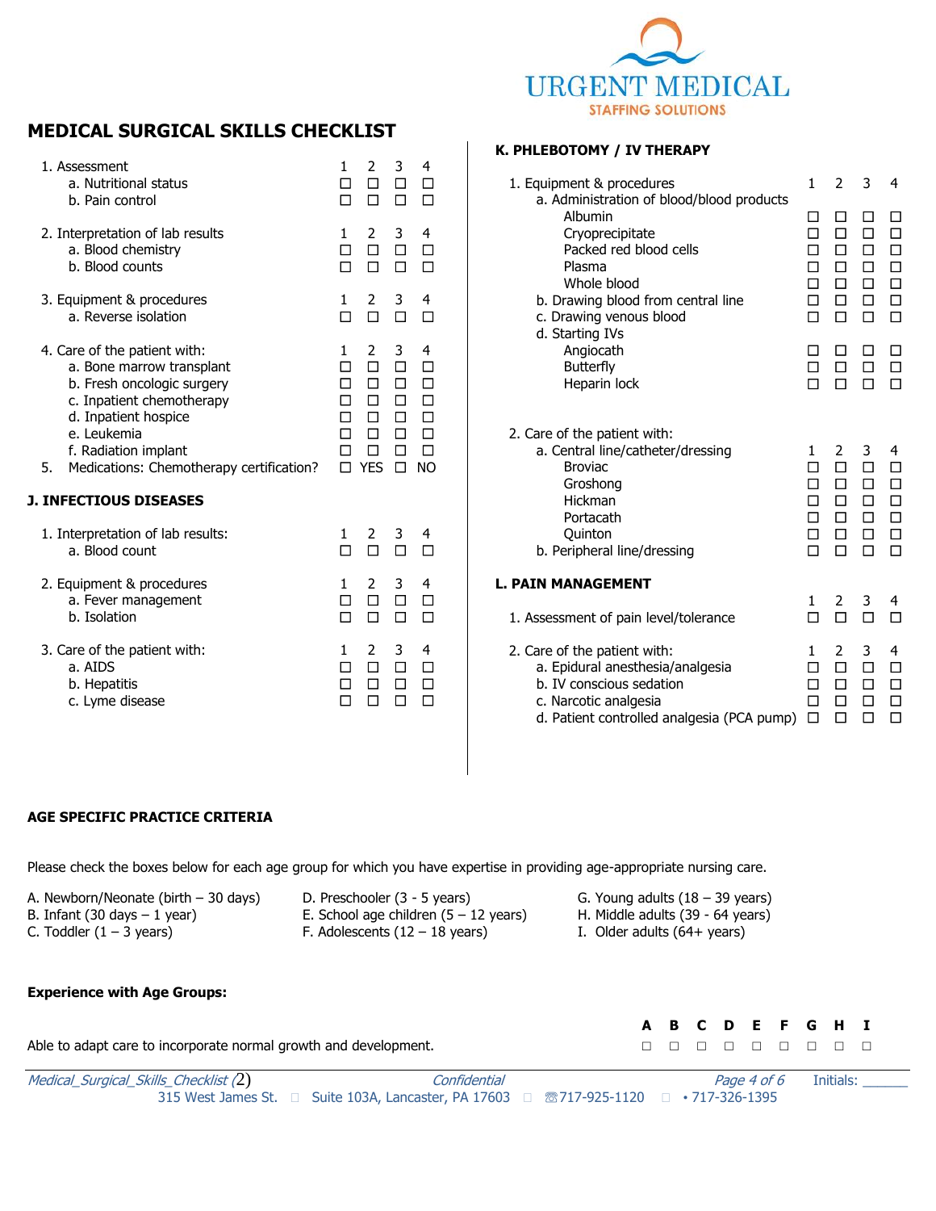URGENT MEDICAL
STAFFING SOLUTIONS

# MEDICAL SURGICAL SKILLS CHECKLIST

| | 1 | 2 | 3 | 4 |
|---|---|---|---|---|
| **1. Assessment** | | | | |
| a. Nutritional status | ☐ | ☐ | ☐ | ☐ |
| b. Pain control | ☐ | ☐ | ☐ | ☐ |
| **2. Interpretation of lab results** | | | | |
| a. Blood chemistry | ☐ | ☐ | ☐ | ☐ |
| b. Blood counts | ☐ | ☐ | ☐ | ☐ |
| **3. Equipment & procedures** | | | | |
| a. Reverse isolation | ☐ | ☐ | ☐ | ☐ |
| **4. Care of the patient with:** | | | | |
| a. Bone marrow transplant | ☐ | ☐ | ☐ | ☐ |
| b. Fresh oncologic surgery | ☐ | ☐ | ☐ | ☐ |
| c. Inpatient chemotherapy | ☐ | ☐ | ☐ | ☐ |
| d. Inpatient hospice | ☐ | ☐ | ☐ | ☐ |
| e. Leukemia | ☐ | ☐ | ☐ | ☐ |
| f. Radiation implant | ☐ | ☐ | ☐ | ☐ |

5. Medications: Chemotherapy certification? ☐ YES ☐ NO

## J. INFECTIOUS DISEASES

| | 1 | 2 | 3 | 4 |
|---|---|---|---|---|
| **1. Interpretation of lab results:** | | | | |
| a. Blood count | ☐ | ☐ | ☐ | ☐ |
| **2. Equipment & procedures** | | | | |
| a. Fever management | ☐ | ☐ | ☐ | ☐ |
| b. Isolation | ☐ | ☐ | ☐ | ☐ |
| **3. Care of the patient with:** | | | | |
| a. AIDS | ☐ | ☐ | ☐ | ☐ |
| b. Hepatitis | ☐ | ☐ | ☐ | ☐ |
| c. Lyme disease | ☐ | ☐ | ☐ | ☐ |

## K. PHLEBOTOMY / IV THERAPY

| | 1 | 2 | 3 | 4 |
|---|---|---|---|---|
| **1. Equipment & procedures** | | | | |
| a. Administration of blood/blood products | | | | |
| Albumin | ☐ | ☐ | ☐ | ☐ |
| Cryoprecipitate | ☐ | ☐ | ☐ | ☐ |
| Packed red blood cells | ☐ | ☐ | ☐ | ☐ |
| Plasma | ☐ | ☐ | ☐ | ☐ |
| Whole blood | ☐ | ☐ | ☐ | ☐ |
| b. Drawing blood from central line | ☐ | ☐ | ☐ | ☐ |
| c. Drawing venous blood | ☐ | ☐ | ☐ | ☐ |
| d. Starting IVs | | | | |
| Angiocath | ☐ | ☐ | ☐ | ☐ |
| Butterfly | ☐ | ☐ | ☐ | ☐ |
| Heparin lock | ☐ | ☐ | ☐ | ☐ |
| **2. Care of the patient with:** | | | | |
| a. Central line/catheter/dressing | | | | |
| Broviac | ☐ | ☐ | ☐ | ☐ |
| Groshong | ☐ | ☐ | ☐ | ☐ |
| Hickman | ☐ | ☐ | ☐ | ☐ |
| Portacath | ☐ | ☐ | ☐ | ☐ |
| Quinton | ☐ | ☐ | ☐ | ☐ |
| b. Peripheral line/dressing | ☐ | ☐ | ☐ | ☐ |

## L. PAIN MANAGEMENT

| | 1 | 2 | 3 | 4 |
|---|---|---|---|---|
| 1. Assessment of pain level/tolerance | ☐ | ☐ | ☐ | ☐ |
| **2. Care of the patient with:** | | | | |
| a. Epidural anesthesia/analgesia | ☐ | ☐ | ☐ | ☐ |
| b. IV conscious sedation | ☐ | ☐ | ☐ | ☐ |
| c. Narcotic analgesia | ☐ | ☐ | ☐ | ☐ |
| d. Patient controlled analgesia (PCA pump) | ☐ | ☐ | ☐ | ☐ |

## AGE SPECIFIC PRACTICE CRITERIA

Please check the boxes below for each age group for which you have expertise in providing age-appropriate nursing care.

A. Newborn/Neonate (birth – 30 days)
B. Infant (30 days – 1 year)
C. Toddler (1 – 3 years)
D. Preschooler (3 - 5 years)
E. School age children (5 – 12 years)
F. Adolescents (12 – 18 years)
G. Young adults (18 – 39 years)
H. Middle adults (39 - 64 years)
I. Older adults (64+ years)

**Experience with Age Groups:**

| | A | B | C | D | E | F | G | H | I |
|---|---|---|---|---|---|---|---|---|---|
| Able to adapt care to incorporate normal growth and development. | ☐ | ☐ | ☐ | ☐ | ☐ | ☐ | ☐ | ☐ | ☐ |

*Medical_Surgical_Skills_Checklist (2)* *Confidential* Initials: ______
315 West James St. Suite 103A, Lancaster, PA 17603 ☎717-925-1120 • 717-326-1395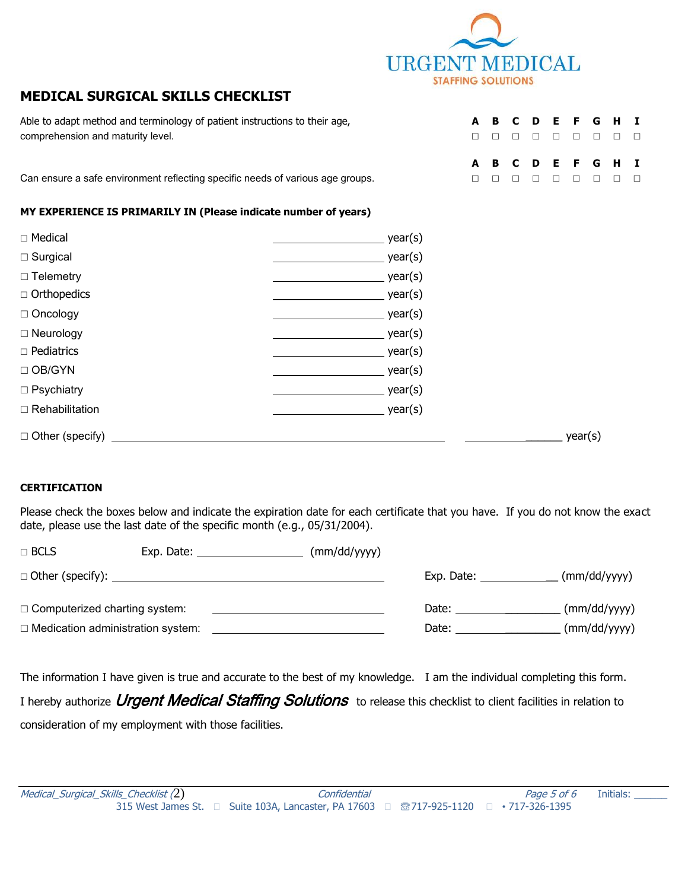URGENT MEDICAL
STAFFING SOLUTIONS

## MEDICAL SURGICAL SKILLS CHECKLIST

| | A | B | C | D | E | F | G | H | I |
|---|---|---|---|---|---|---|---|---|---|
| Able to adapt method and terminology of patient instructions to their age, comprehension and maturity level. | ☐ | ☐ | ☐ | ☐ | ☐ | ☐ | ☐ | ☐ | ☐ |
| Can ensure a safe environment reflecting specific needs of various age groups. | ☐ | ☐ | ☐ | ☐ | ☐ | ☐ | ☐ | ☐ | ☐ |

**MY EXPERIENCE IS PRIMARILY IN (Please indicate number of years)**

☐ Medical ____________________ year(s)

☐ Surgical ____________________ year(s)

☐ Telemetry ____________________ year(s)

☐ Orthopedics ____________________ year(s)

☐ Oncology ____________________ year(s)

☐ Neurology ____________________ year(s)

☐ Pediatrics ____________________ year(s)

☐ OB/GYN ____________________ year(s)

☐ Psychiatry ____________________ year(s)

☐ Rehabilitation ____________________ year(s)

☐ Other (specify) ________________________________________ ____________________ year(s)

**CERTIFICATION**

Please check the boxes below and indicate the expiration date for each certificate that you have. If you do not know the exact date, please use the last date of the specific month (e.g., 05/31/2004).

☐ BCLS Exp. Date: ____________________ (mm/dd/yyyy)

☐ Other (specify): ________________________________________ Exp. Date: ______________ (mm/dd/yyyy)

☐ Computerized charting system: ______________________________ Date: ____________________ (mm/dd/yyyy)

☐ Medication administration system: ______________________________ Date: ____________________ (mm/dd/yyyy)

The information I have given is true and accurate to the best of my knowledge. I am the individual completing this form.

I hereby authorize *Urgent Medical Staffing Solutions* to release this checklist to client facilities in relation to consideration of my employment with those facilities.

Initials: ______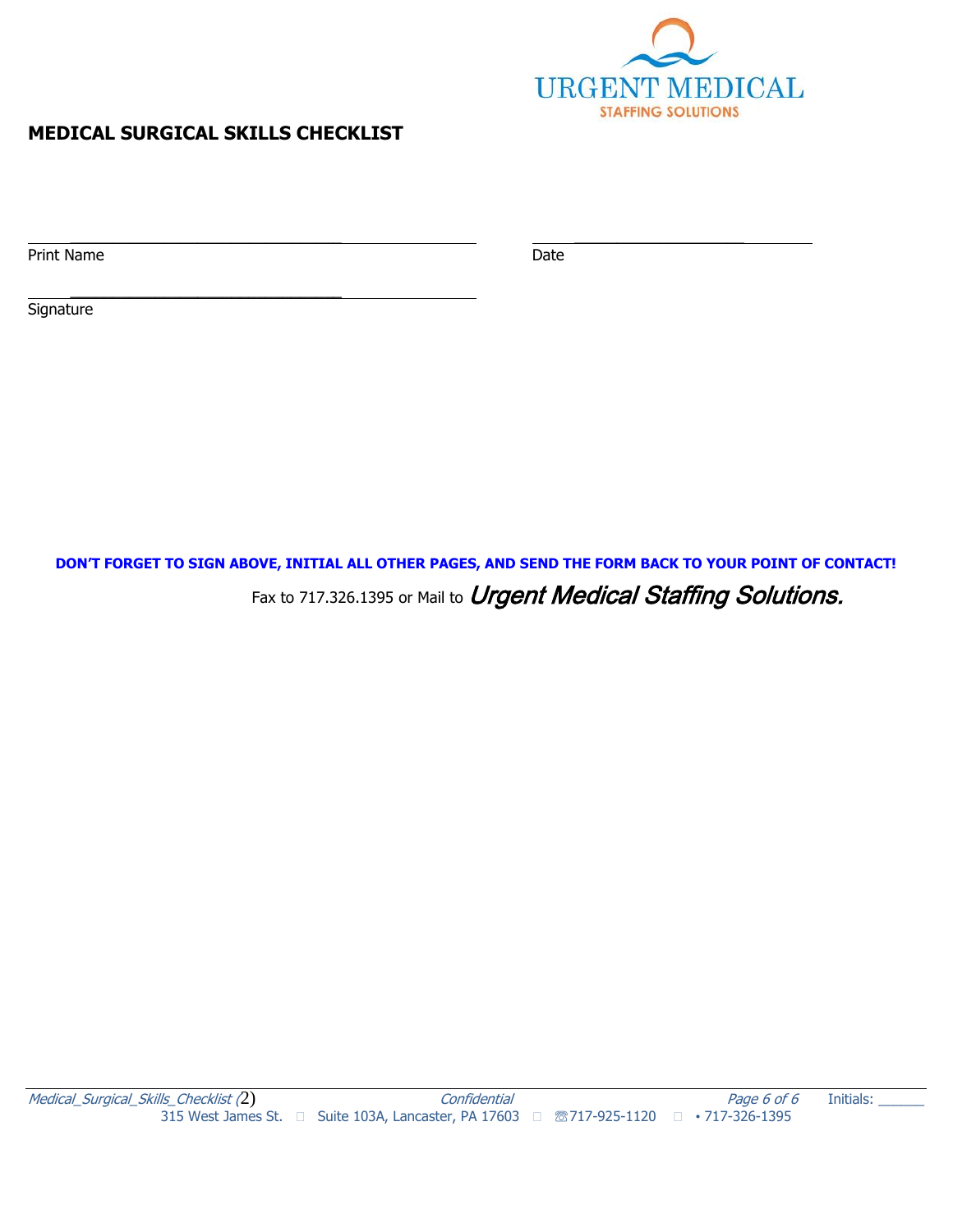URGENT MEDICAL
STAFFING SOLUTIONS

## MEDICAL SURGICAL SKILLS CHECKLIST

\_\_\_\_\_\_\_\_\_\_\_\_\_\_\_\_\_\_\_\_\_\_\_\_\_\_\_\_\_\_\_\_\_\_\_\_\_\_\_\_\_\_\_\_\_\_\_\_\_\_\_\_\_\_\_\_\_\_\_\_\_\_\_\_\_\_\_\_\_
Print Name

\_\_\_\_\_\_\_\_\_\_\_\_\_\_\_\_\_\_\_\_\_\_\_\_\_\_\_\_\_\_\_\_\_\_\_\_\_\_\_\_\_\_\_\_\_
Date

\_\_\_\_\_\_\_\_\_\_\_\_\_\_\_\_\_\_\_\_\_\_\_\_\_\_\_\_\_\_\_\_\_\_\_\_\_\_\_\_\_\_\_\_\_\_\_\_\_\_\_\_\_\_\_\_\_\_\_\_\_\_\_\_\_\_\_\_\_
Signature

**DON'T FORGET TO SIGN ABOVE, INITIAL ALL OTHER PAGES, AND SEND THE FORM BACK TO YOUR POINT OF CONTACT!**

Fax to 717.326.1395 or Mail to ***Urgent Medical Staffing Solutions.***

Initials: ______

315 West James St. Suite 103A, Lancaster, PA 17603 ☎717-925-1120 • 717-326-1395